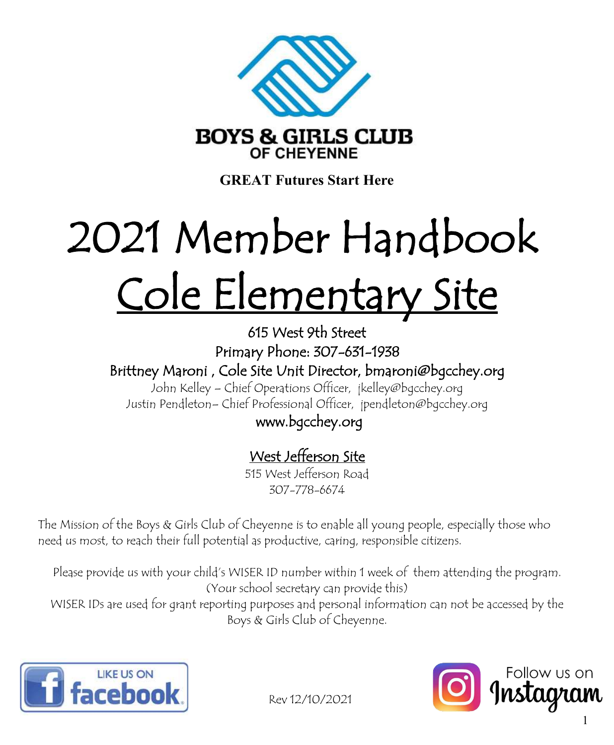BOYS & GIRLS CLUB
OF CHEYENNE

**GREAT Futures Start Here**

# 2021 Member Handbook

# Cole Elementary Site

615 West 9th Street

Primary Phone: 307-631-1938

Brittney Maroni , Cole Site Unit Director, bmaroni@bgcchey.org

John Kelley – Chief Operations Officer, jkelley@bgcchey.org

Justin Pendleton– Chief Professional Officer, jpendleton@bgcchey.org

www.bgcchey.org

## West Jefferson Site

515 West Jefferson Road

307-778-6674

The Mission of the Boys & Girls Club of Cheyenne is to enable all young people, especially those who need us most, to reach their full potential as productive, caring, responsible citizens.

Please provide us with your child's WISER ID number within 1 week of them attending the program. (Your school secretary can provide this)

WISER IDs are used for grant reporting purposes and personal information can not be accessed by the Boys & Girls Club of Cheyenne.

LIKE US ON facebook

Rev 12/10/2021

Follow us on Instagram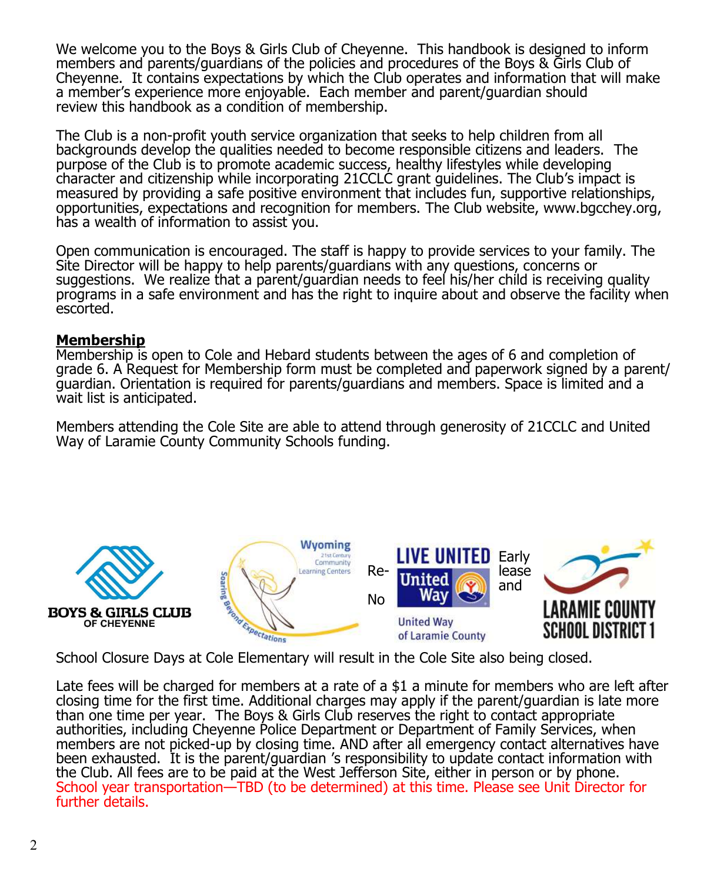We welcome you to the Boys & Girls Club of Cheyenne. This handbook is designed to inform members and parents/guardians of the policies and procedures of the Boys & Girls Club of Cheyenne. It contains expectations by which the Club operates and information that will make a member's experience more enjoyable. Each member and parent/guardian should review this handbook as a condition of membership.

The Club is a non-profit youth service organization that seeks to help children from all backgrounds develop the qualities needed to become responsible citizens and leaders. The purpose of the Club is to promote academic success, healthy lifestyles while developing character and citizenship while incorporating 21CCLC grant guidelines. The Club's impact is measured by providing a safe positive environment that includes fun, supportive relationships, opportunities, expectations and recognition for members. The Club website, www.bgcchey.org, has a wealth of information to assist you.

Open communication is encouraged. The staff is happy to provide services to your family. The Site Director will be happy to help parents/guardians with any questions, concerns or suggestions. We realize that a parent/guardian needs to feel his/her child is receiving quality programs in a safe environment and has the right to inquire about and observe the facility when escorted.

## Membership

Membership is open to Cole and Hebard students between the ages of 6 and completion of grade 6. A Request for Membership form must be completed and paperwork signed by a parent/guardian. Orientation is required for parents/guardians and members. Space is limited and a wait list is anticipated.

Members attending the Cole Site are able to attend through generosity of 21CCLC and United Way of Laramie County Community Schools funding.

Re- No Early lease and

School Closure Days at Cole Elementary will result in the Cole Site also being closed.

Late fees will be charged for members at a rate of a $1 a minute for members who are left after closing time for the first time. Additional charges may apply if the parent/guardian is late more than one time per year. The Boys & Girls Club reserves the right to contact appropriate authorities, including Cheyenne Police Department or Department of Family Services, when members are not picked-up by closing time. AND after all emergency contact alternatives have been exhausted. It is the parent/guardian 's responsibility to update contact information with the Club. All fees are to be paid at the West Jefferson Site, either in person or by phone. School year transportation—TBD (to be determined) at this time. Please see Unit Director for further details.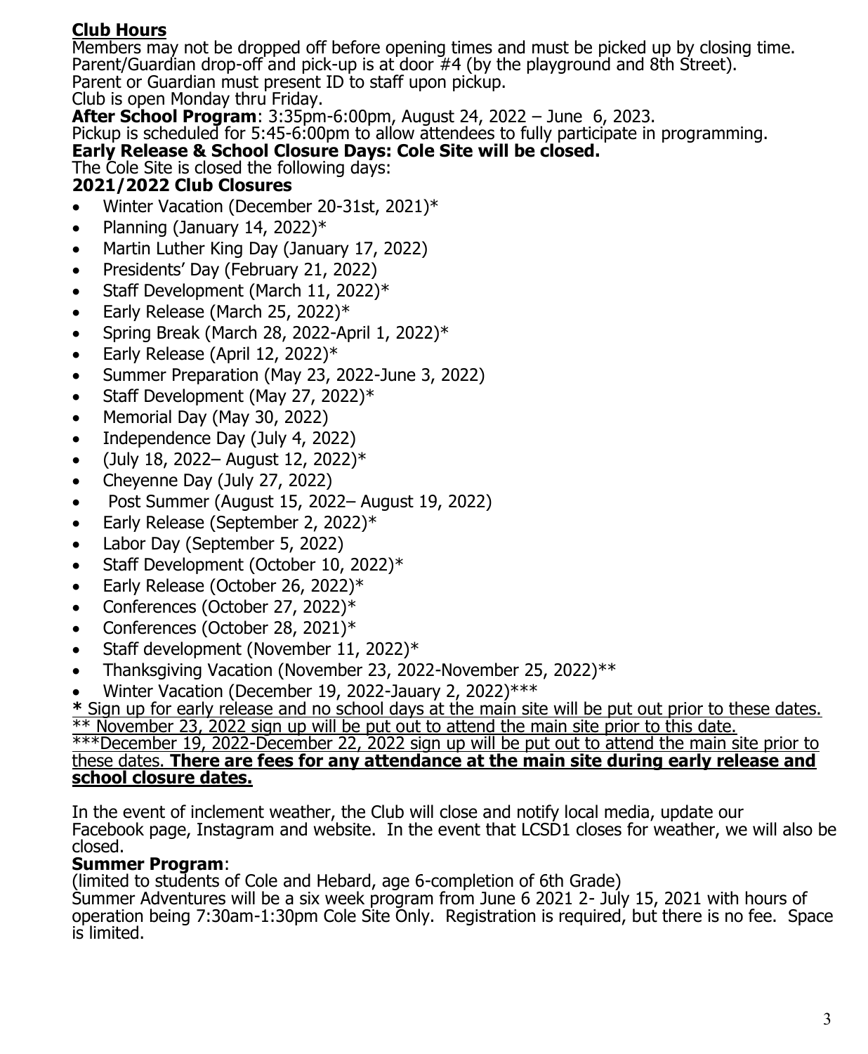## Club Hours

Members may not be dropped off before opening times and must be picked up by closing time. Parent/Guardian drop-off and pick-up is at door #4 (by the playground and 8th Street). Parent or Guardian must present ID to staff upon pickup.
Club is open Monday thru Friday.

**After School Program**: 3:35pm-6:00pm, August 24, 2022 – June 6, 2023.
Pickup is scheduled for 5:45-6:00pm to allow attendees to fully participate in programming.

**Early Release & School Closure Days: Cole Site will be closed.**

The Cole Site is closed the following days:

**2021/2022 Club Closures**

- Winter Vacation (December 20-31st, 2021)*
- Planning (January 14, 2022)*
- Martin Luther King Day (January 17, 2022)
- Presidents' Day (February 21, 2022)
- Staff Development (March 11, 2022)*
- Early Release (March 25, 2022)*
- Spring Break (March 28, 2022-April 1, 2022)*
- Early Release (April 12, 2022)*
- Summer Preparation (May 23, 2022-June 3, 2022)
- Staff Development (May 27, 2022)*
- Memorial Day (May 30, 2022)
- Independence Day (July 4, 2022)
- (July 18, 2022– August 12, 2022)*
- Cheyenne Day (July 27, 2022)
- Post Summer (August 15, 2022– August 19, 2022)
- Early Release (September 2, 2022)*
- Labor Day (September 5, 2022)
- Staff Development (October 10, 2022)*
- Early Release (October 26, 2022)*
- Conferences (October 27, 2022)*
- Conferences (October 28, 2021)*
- Staff development (November 11, 2022)*
- Thanksgiving Vacation (November 23, 2022-November 25, 2022)**
- Winter Vacation (December 19, 2022-Jauary 2, 2022)***

<u>* Sign up for early release and no school days at the main site will be put out prior to these dates.</u>
<u>** November 23, 2022 sign up will be put out to attend the main site prior to this date.</u>
<u>***December 19, 2022-December 22, 2022 sign up will be put out to attend the main site prior to these dates. **There are fees for any attendance at the main site during early release and school closure dates.**</u>

In the event of inclement weather, the Club will close and notify local media, update our Facebook page, Instagram and website. In the event that LCSD1 closes for weather, we will also be closed.

**Summer Program**:
(limited to students of Cole and Hebard, age 6-completion of 6th Grade)
Summer Adventures will be a six week program from June 6 2021 2- July 15, 2021 with hours of operation being 7:30am-1:30pm Cole Site Only. Registration is required, but there is no fee. Space is limited.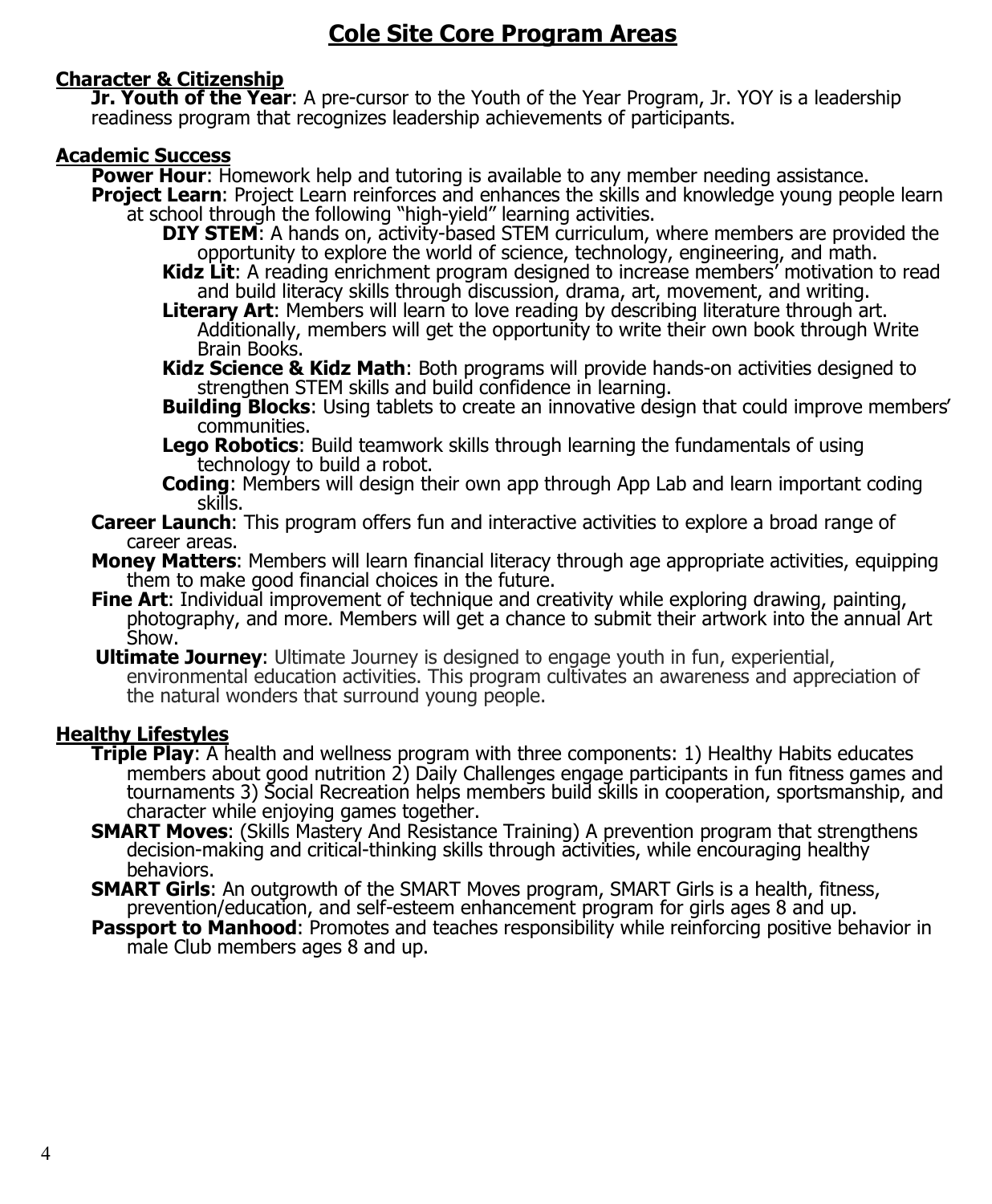# Cole Site Core Program Areas

## Character & Citizenship

**Jr. Youth of the Year**: A pre-cursor to the Youth of the Year Program, Jr. YOY is a leadership readiness program that recognizes leadership achievements of participants.

## Academic Success

**Power Hour**: Homework help and tutoring is available to any member needing assistance.

**Project Learn**: Project Learn reinforces and enhances the skills and knowledge young people learn at school through the following "high-yield" learning activities.

- **DIY STEM**: A hands on, activity-based STEM curriculum, where members are provided the opportunity to explore the world of science, technology, engineering, and math.
- **Kidz Lit**: A reading enrichment program designed to increase members' motivation to read and build literacy skills through discussion, drama, art, movement, and writing.
- **Literary Art**: Members will learn to love reading by describing literature through art. Additionally, members will get the opportunity to write their own book through Write Brain Books.
- **Kidz Science & Kidz Math**: Both programs will provide hands-on activities designed to strengthen STEM skills and build confidence in learning.
- **Building Blocks**: Using tablets to create an innovative design that could improve members' communities.
- **Lego Robotics**: Build teamwork skills through learning the fundamentals of using technology to build a robot.
- **Coding**: Members will design their own app through App Lab and learn important coding skills.

**Career Launch**: This program offers fun and interactive activities to explore a broad range of career areas.

**Money Matters**: Members will learn financial literacy through age appropriate activities, equipping them to make good financial choices in the future.

**Fine Art**: Individual improvement of technique and creativity while exploring drawing, painting, photography, and more. Members will get a chance to submit their artwork into the annual Art Show.

**Ultimate Journey**: Ultimate Journey is designed to engage youth in fun, experiential, environmental education activities. This program cultivates an awareness and appreciation of the natural wonders that surround young people.

## Healthy Lifestyles

**Triple Play**: A health and wellness program with three components: 1) Healthy Habits educates members about good nutrition 2) Daily Challenges engage participants in fun fitness games and tournaments 3) Social Recreation helps members build skills in cooperation, sportsmanship, and character while enjoying games together.

**SMART Moves**: (Skills Mastery And Resistance Training) A prevention program that strengthens decision-making and critical-thinking skills through activities, while encouraging healthy behaviors.

**SMART Girls**: An outgrowth of the SMART Moves program, SMART Girls is a health, fitness, prevention/education, and self-esteem enhancement program for girls ages 8 and up.

**Passport to Manhood**: Promotes and teaches responsibility while reinforcing positive behavior in male Club members ages 8 and up.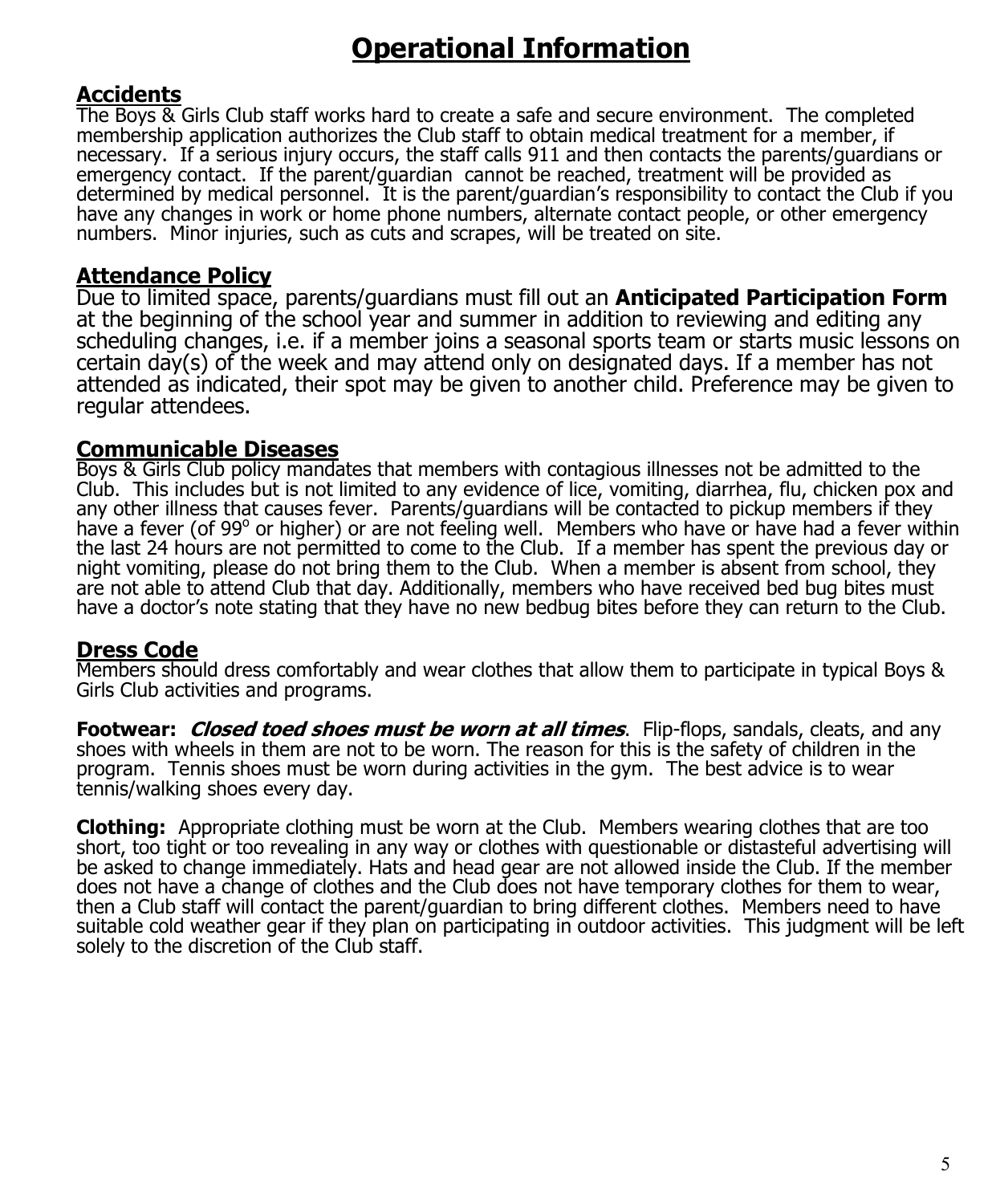# Operational Information

## Accidents

The Boys & Girls Club staff works hard to create a safe and secure environment. The completed membership application authorizes the Club staff to obtain medical treatment for a member, if necessary. If a serious injury occurs, the staff calls 911 and then contacts the parents/guardians or emergency contact. If the parent/guardian cannot be reached, treatment will be provided as determined by medical personnel. It is the parent/guardian's responsibility to contact the Club if you have any changes in work or home phone numbers, alternate contact people, or other emergency numbers. Minor injuries, such as cuts and scrapes, will be treated on site.

## Attendance Policy

Due to limited space, parents/guardians must fill out an **Anticipated Participation Form** at the beginning of the school year and summer in addition to reviewing and editing any scheduling changes, i.e. if a member joins a seasonal sports team or starts music lessons on certain day(s) of the week and may attend only on designated days. If a member has not attended as indicated, their spot may be given to another child. Preference may be given to regular attendees.

## Communicable Diseases

Boys & Girls Club policy mandates that members with contagious illnesses not be admitted to the Club. This includes but is not limited to any evidence of lice, vomiting, diarrhea, flu, chicken pox and any other illness that causes fever. Parents/guardians will be contacted to pickup members if they have a fever (of 99° or higher) or are not feeling well. Members who have or have had a fever within the last 24 hours are not permitted to come to the Club. If a member has spent the previous day or night vomiting, please do not bring them to the Club. When a member is absent from school, they are not able to attend Club that day. Additionally, members who have received bed bug bites must have a doctor's note stating that they have no new bedbug bites before they can return to the Club.

## Dress Code

Members should dress comfortably and wear clothes that allow them to participate in typical Boys & Girls Club activities and programs.

**Footwear:** ***Closed toed shoes must be worn at all times***. Flip-flops, sandals, cleats, and any shoes with wheels in them are not to be worn. The reason for this is the safety of children in the program. Tennis shoes must be worn during activities in the gym. The best advice is to wear tennis/walking shoes every day.

**Clothing:** Appropriate clothing must be worn at the Club. Members wearing clothes that are too short, too tight or too revealing in any way or clothes with questionable or distasteful advertising will be asked to change immediately. Hats and head gear are not allowed inside the Club. If the member does not have a change of clothes and the Club does not have temporary clothes for them to wear, then a Club staff will contact the parent/guardian to bring different clothes. Members need to have suitable cold weather gear if they plan on participating in outdoor activities. This judgment will be left solely to the discretion of the Club staff.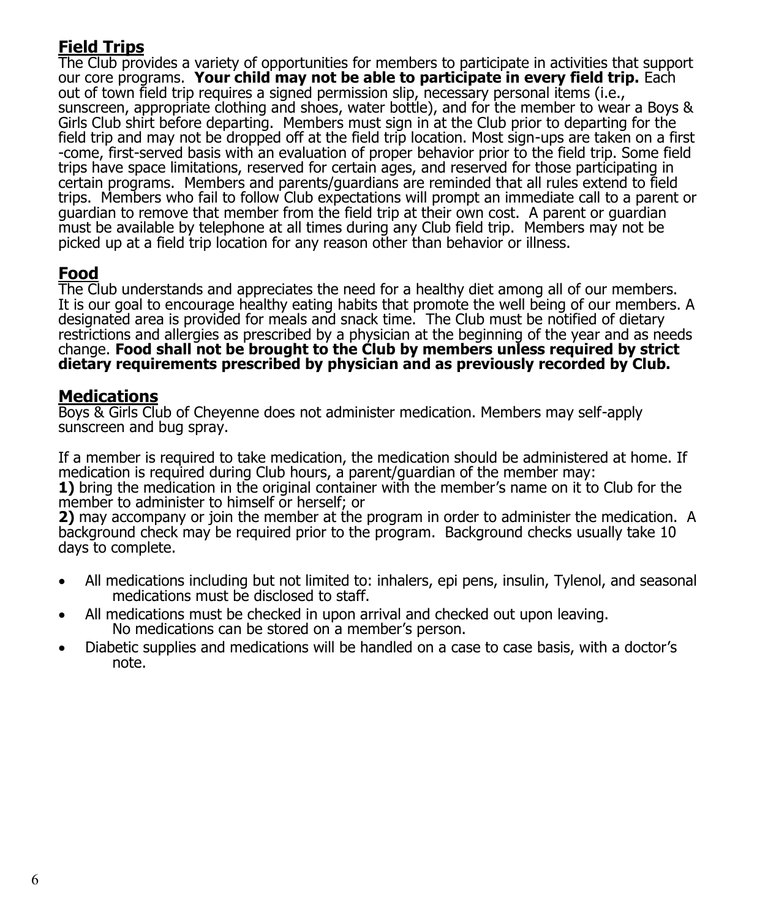## Field Trips

The Club provides a variety of opportunities for members to participate in activities that support our core programs. **Your child may not be able to participate in every field trip.** Each out of town field trip requires a signed permission slip, necessary personal items (i.e., sunscreen, appropriate clothing and shoes, water bottle), and for the member to wear a Boys & Girls Club shirt before departing. Members must sign in at the Club prior to departing for the field trip and may not be dropped off at the field trip location. Most sign-ups are taken on a first-come, first-served basis with an evaluation of proper behavior prior to the field trip. Some field trips have space limitations, reserved for certain ages, and reserved for those participating in certain programs. Members and parents/guardians are reminded that all rules extend to field trips. Members who fail to follow Club expectations will prompt an immediate call to a parent or guardian to remove that member from the field trip at their own cost. A parent or guardian must be available by telephone at all times during any Club field trip. Members may not be picked up at a field trip location for any reason other than behavior or illness.

## Food

The Club understands and appreciates the need for a healthy diet among all of our members. It is our goal to encourage healthy eating habits that promote the well being of our members. A designated area is provided for meals and snack time. The Club must be notified of dietary restrictions and allergies as prescribed by a physician at the beginning of the year and as needs change. **Food shall not be brought to the Club by members unless required by strict dietary requirements prescribed by physician and as previously recorded by Club.**

## Medications

Boys & Girls Club of Cheyenne does not administer medication. Members may self-apply sunscreen and bug spray.

If a member is required to take medication, the medication should be administered at home. If medication is required during Club hours, a parent/guardian of the member may:

**1)** bring the medication in the original container with the member's name on it to Club for the member to administer to himself or herself; or

**2)** may accompany or join the member at the program in order to administer the medication. A background check may be required prior to the program. Background checks usually take 10 days to complete.

- All medications including but not limited to: inhalers, epi pens, insulin, Tylenol, and seasonal medications must be disclosed to staff.
- All medications must be checked in upon arrival and checked out upon leaving. No medications can be stored on a member's person.
- Diabetic supplies and medications will be handled on a case to case basis, with a doctor's note.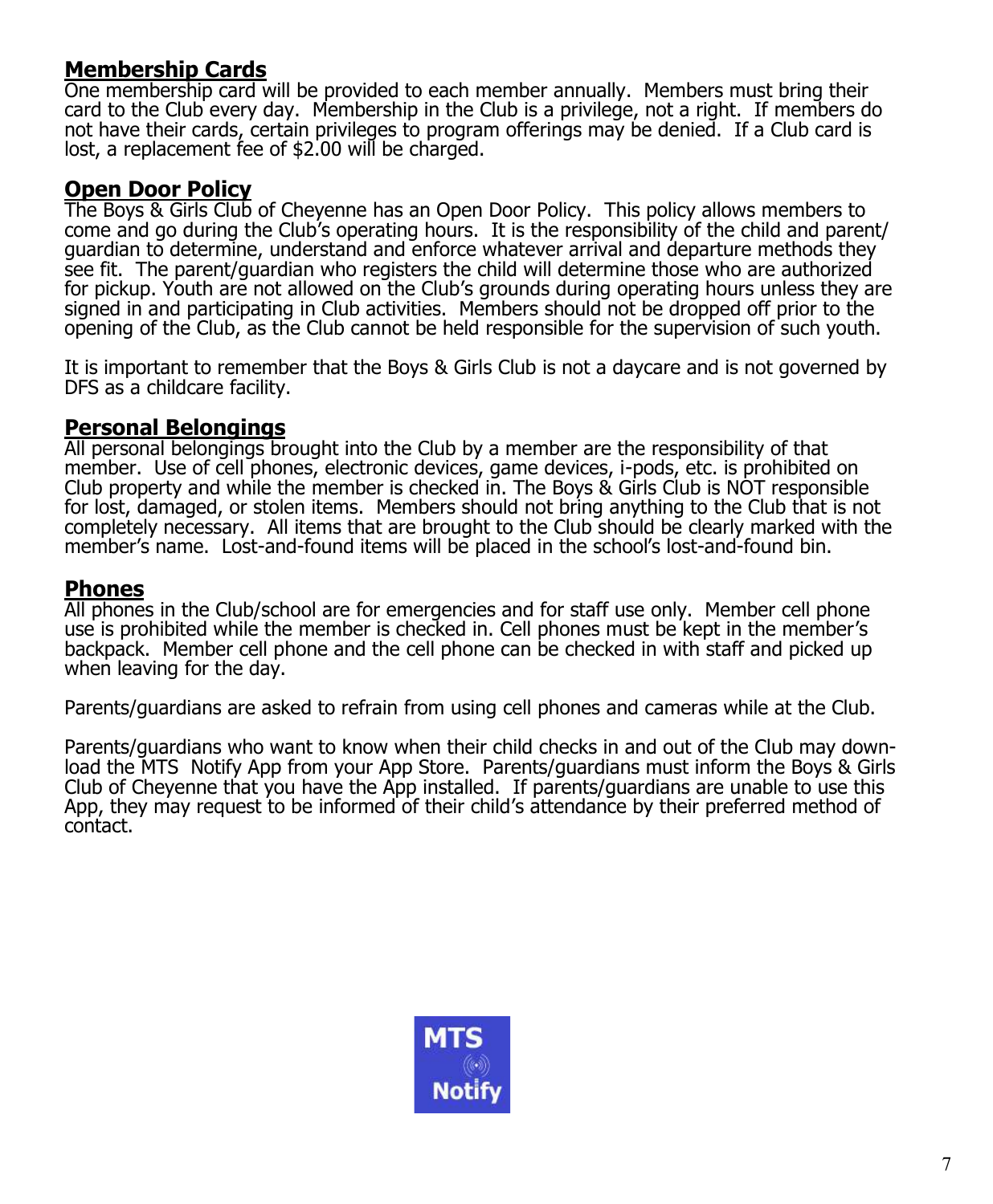## Membership Cards

One membership card will be provided to each member annually. Members must bring their card to the Club every day. Membership in the Club is a privilege, not a right. If members do not have their cards, certain privileges to program offerings may be denied. If a Club card is lost, a replacement fee of $2.00 will be charged.

## Open Door Policy

The Boys & Girls Club of Cheyenne has an Open Door Policy. This policy allows members to come and go during the Club's operating hours. It is the responsibility of the child and parent/guardian to determine, understand and enforce whatever arrival and departure methods they see fit. The parent/guardian who registers the child will determine those who are authorized for pickup. Youth are not allowed on the Club's grounds during operating hours unless they are signed in and participating in Club activities. Members should not be dropped off prior to the opening of the Club, as the Club cannot be held responsible for the supervision of such youth.

It is important to remember that the Boys & Girls Club is not a daycare and is not governed by DFS as a childcare facility.

## Personal Belongings

All personal belongings brought into the Club by a member are the responsibility of that member. Use of cell phones, electronic devices, game devices, i-pods, etc. is prohibited on Club property and while the member is checked in. The Boys & Girls Club is NOT responsible for lost, damaged, or stolen items. Members should not bring anything to the Club that is not completely necessary. All items that are brought to the Club should be clearly marked with the member's name. Lost-and-found items will be placed in the school's lost-and-found bin.

## Phones

All phones in the Club/school are for emergencies and for staff use only. Member cell phone use is prohibited while the member is checked in. Cell phones must be kept in the member's backpack. Member cell phone and the cell phone can be checked in with staff and picked up when leaving for the day.

Parents/guardians are asked to refrain from using cell phones and cameras while at the Club.

Parents/guardians who want to know when their child checks in and out of the Club may download the MTS Notify App from your App Store. Parents/guardians must inform the Boys & Girls Club of Cheyenne that you have the App installed. If parents/guardians are unable to use this App, they may request to be informed of their child's attendance by their preferred method of contact.

MTS Notify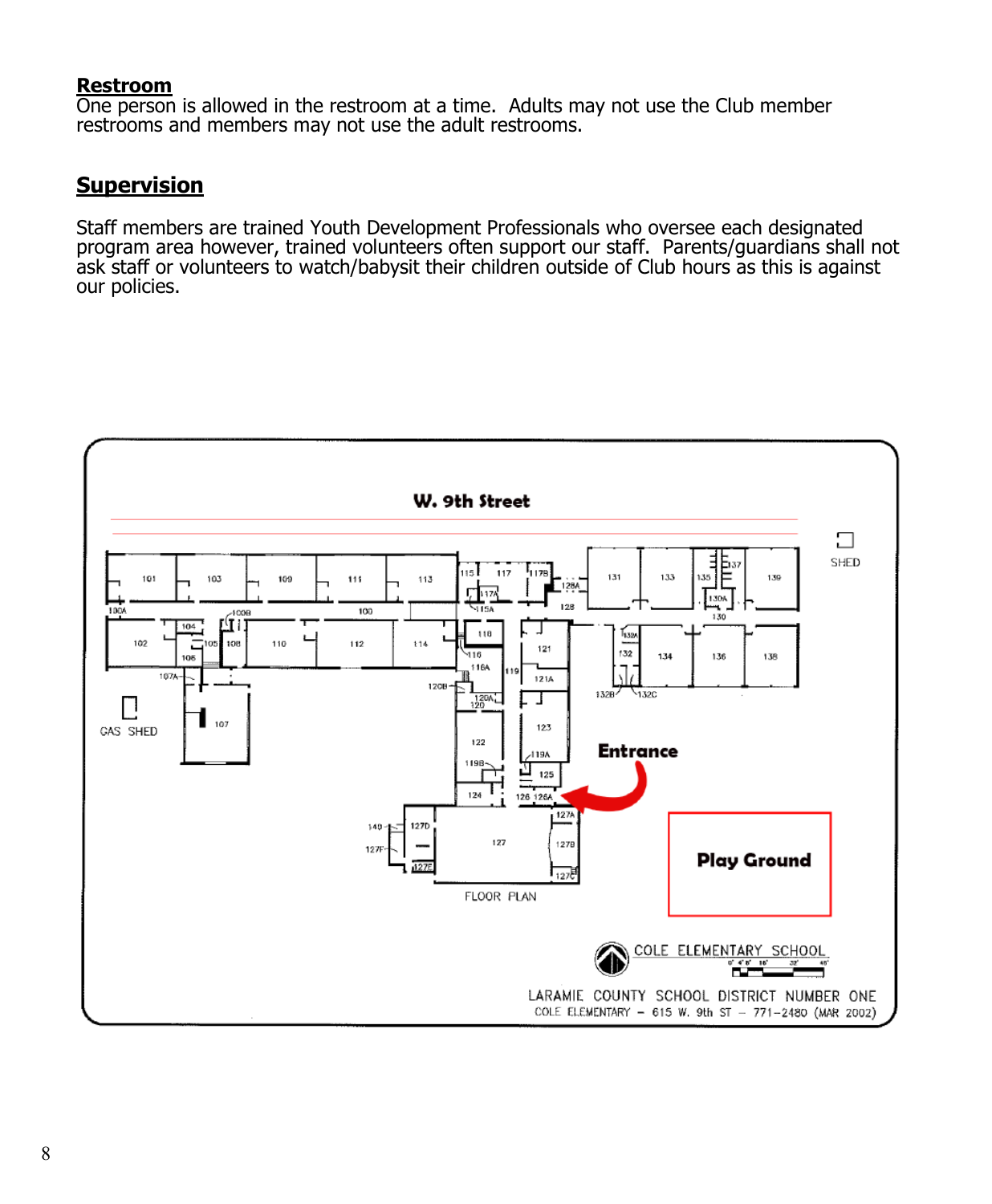## Restroom

One person is allowed in the restroom at a time. Adults may not use the Club member restrooms and members may not use the adult restrooms.

## Supervision

Staff members are trained Youth Development Professionals who oversee each designated program area however, trained volunteers often support our staff. Parents/guardians shall not ask staff or volunteers to watch/babysit their children outside of Club hours as this is against our policies.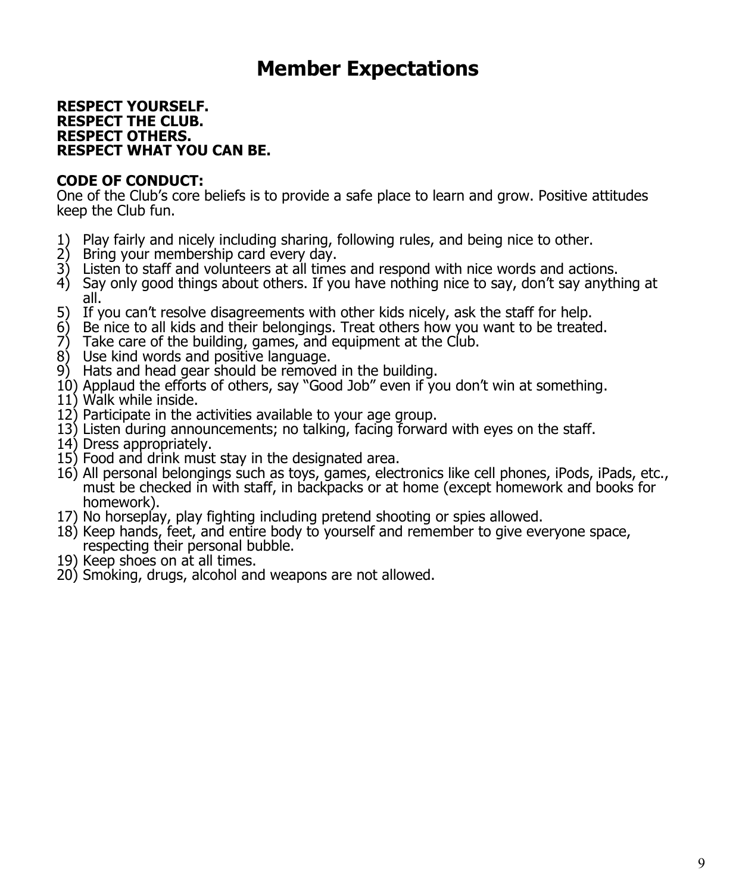# Member Expectations

**RESPECT YOURSELF.**
**RESPECT THE CLUB.**
**RESPECT OTHERS.**
**RESPECT WHAT YOU CAN BE.**

**CODE OF CONDUCT:**
One of the Club's core beliefs is to provide a safe place to learn and grow. Positive attitudes keep the Club fun.

1) Play fairly and nicely including sharing, following rules, and being nice to other.
2) Bring your membership card every day.
3) Listen to staff and volunteers at all times and respond with nice words and actions.
4) Say only good things about others. If you have nothing nice to say, don't say anything at all.
5) If you can't resolve disagreements with other kids nicely, ask the staff for help.
6) Be nice to all kids and their belongings. Treat others how you want to be treated.
7) Take care of the building, games, and equipment at the Club.
8) Use kind words and positive language.
9) Hats and head gear should be removed in the building.
10) Applaud the efforts of others, say "Good Job" even if you don't win at something.
11) Walk while inside.
12) Participate in the activities available to your age group.
13) Listen during announcements; no talking, facing forward with eyes on the staff.
14) Dress appropriately.
15) Food and drink must stay in the designated area.
16) All personal belongings such as toys, games, electronics like cell phones, iPods, iPads, etc., must be checked in with staff, in backpacks or at home (except homework and books for homework).
17) No horseplay, play fighting including pretend shooting or spies allowed.
18) Keep hands, feet, and entire body to yourself and remember to give everyone space, respecting their personal bubble.
19) Keep shoes on at all times.
20) Smoking, drugs, alcohol and weapons are not allowed.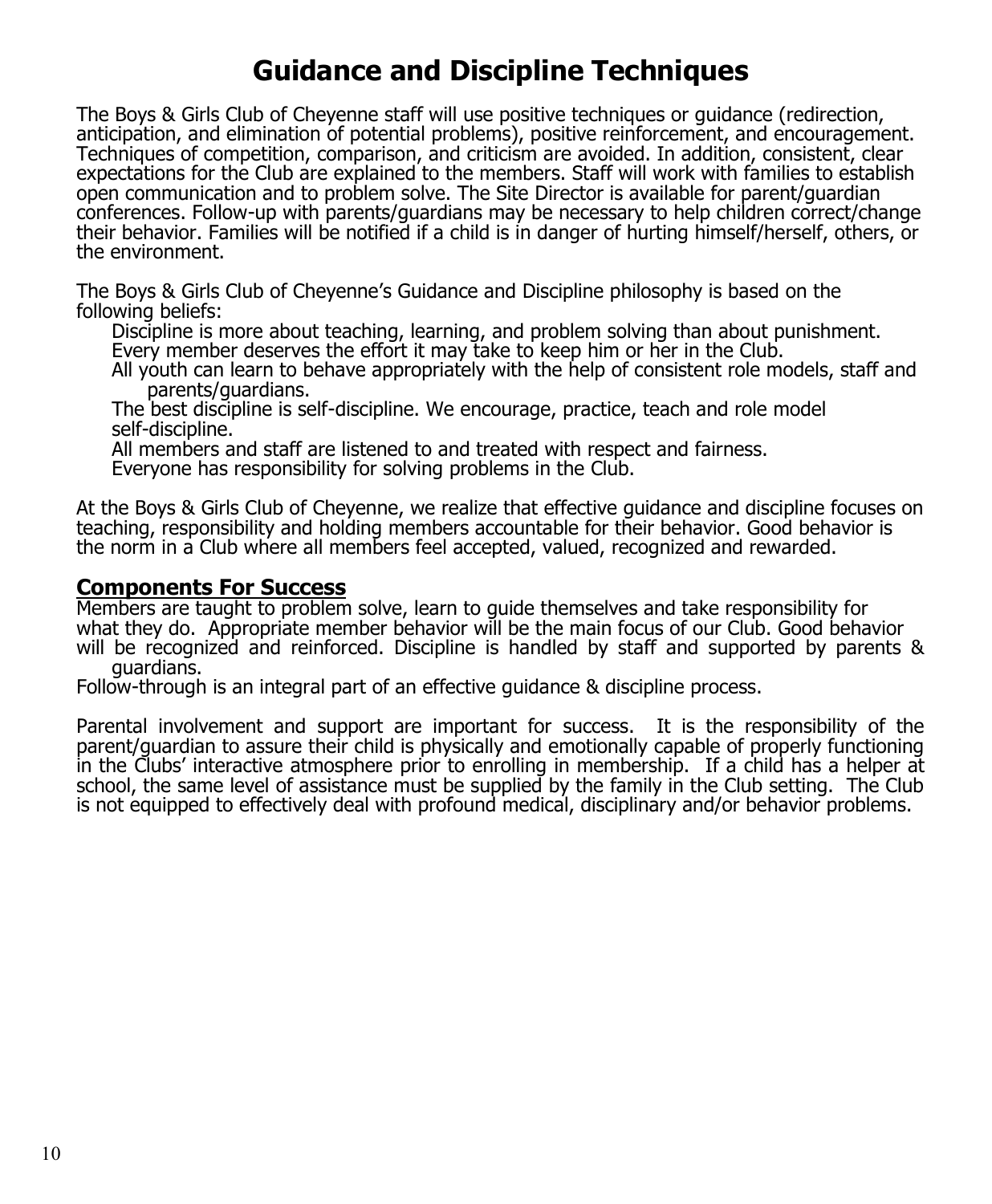# Guidance and Discipline Techniques

The Boys & Girls Club of Cheyenne staff will use positive techniques or guidance (redirection, anticipation, and elimination of potential problems), positive reinforcement, and encouragement. Techniques of competition, comparison, and criticism are avoided. In addition, consistent, clear expectations for the Club are explained to the members. Staff will work with families to establish open communication and to problem solve. The Site Director is available for parent/guardian conferences. Follow-up with parents/guardians may be necessary to help children correct/change their behavior. Families will be notified if a child is in danger of hurting himself/herself, others, or the environment.

The Boys & Girls Club of Cheyenne's Guidance and Discipline philosophy is based on the following beliefs:

- Discipline is more about teaching, learning, and problem solving than about punishment.
- Every member deserves the effort it may take to keep him or her in the Club.
- All youth can learn to behave appropriately with the help of consistent role models, staff and parents/guardians.
- The best discipline is self-discipline. We encourage, practice, teach and role model self-discipline.
- All members and staff are listened to and treated with respect and fairness.
- Everyone has responsibility for solving problems in the Club.

At the Boys & Girls Club of Cheyenne, we realize that effective guidance and discipline focuses on teaching, responsibility and holding members accountable for their behavior. Good behavior is the norm in a Club where all members feel accepted, valued, recognized and rewarded.

## Components For Success

Members are taught to problem solve, learn to guide themselves and take responsibility for what they do. Appropriate member behavior will be the main focus of our Club. Good behavior will be recognized and reinforced. Discipline is handled by staff and supported by parents & guardians.

Follow-through is an integral part of an effective guidance & discipline process.

Parental involvement and support are important for success. It is the responsibility of the parent/guardian to assure their child is physically and emotionally capable of properly functioning in the Clubs' interactive atmosphere prior to enrolling in membership. If a child has a helper at school, the same level of assistance must be supplied by the family in the Club setting. The Club is not equipped to effectively deal with profound medical, disciplinary and/or behavior problems.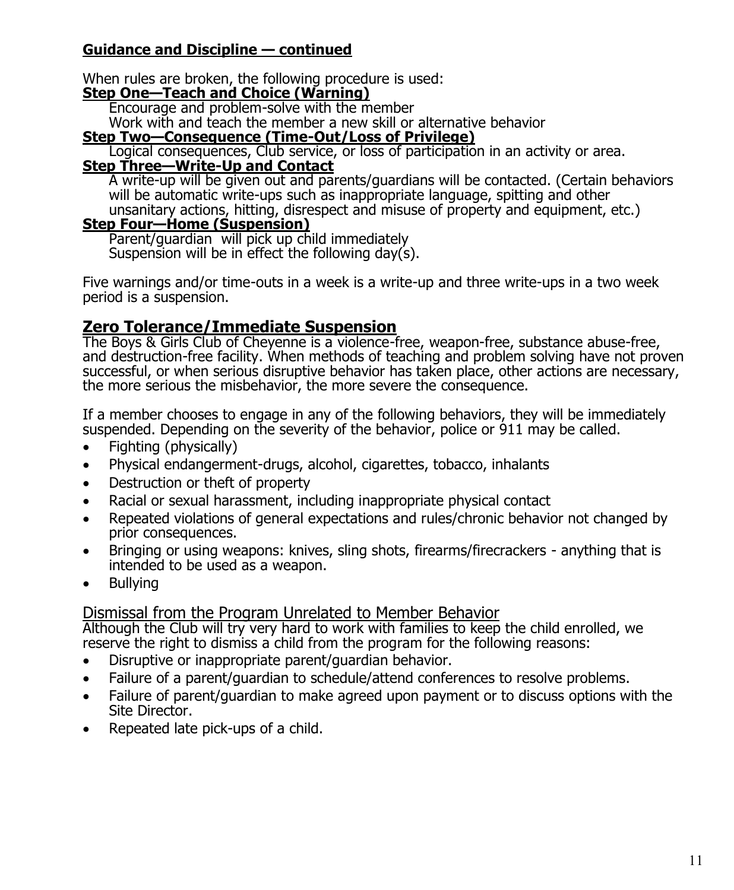**Guidance and Discipline — continued**

When rules are broken, the following procedure is used:

**Step One—Teach and Choice (Warning)**

Encourage and problem-solve with the member
Work with and teach the member a new skill or alternative behavior

**Step Two—Consequence (Time-Out/Loss of Privilege)**

Logical consequences, Club service, or loss of participation in an activity or area.

**Step Three—Write-Up and Contact**

A write-up will be given out and parents/guardians will be contacted. (Certain behaviors will be automatic write-ups such as inappropriate language, spitting and other unsanitary actions, hitting, disrespect and misuse of property and equipment, etc.)

**Step Four—Home (Suspension)**

Parent/guardian will pick up child immediately
Suspension will be in effect the following day(s).

Five warnings and/or time-outs in a week is a write-up and three write-ups in a two week period is a suspension.

## Zero Tolerance/Immediate Suspension

The Boys & Girls Club of Cheyenne is a violence-free, weapon-free, substance abuse-free, and destruction-free facility. When methods of teaching and problem solving have not proven successful, or when serious disruptive behavior has taken place, other actions are necessary, the more serious the misbehavior, the more severe the consequence.

If a member chooses to engage in any of the following behaviors, they will be immediately suspended. Depending on the severity of the behavior, police or 911 may be called.

- Fighting (physically)
- Physical endangerment-drugs, alcohol, cigarettes, tobacco, inhalants
- Destruction or theft of property
- Racial or sexual harassment, including inappropriate physical contact
- Repeated violations of general expectations and rules/chronic behavior not changed by prior consequences.
- Bringing or using weapons: knives, sling shots, firearms/firecrackers - anything that is intended to be used as a weapon.
- Bullying

### Dismissal from the Program Unrelated to Member Behavior

Although the Club will try very hard to work with families to keep the child enrolled, we reserve the right to dismiss a child from the program for the following reasons:

- Disruptive or inappropriate parent/guardian behavior.
- Failure of a parent/guardian to schedule/attend conferences to resolve problems.
- Failure of parent/guardian to make agreed upon payment or to discuss options with the Site Director.
- Repeated late pick-ups of a child.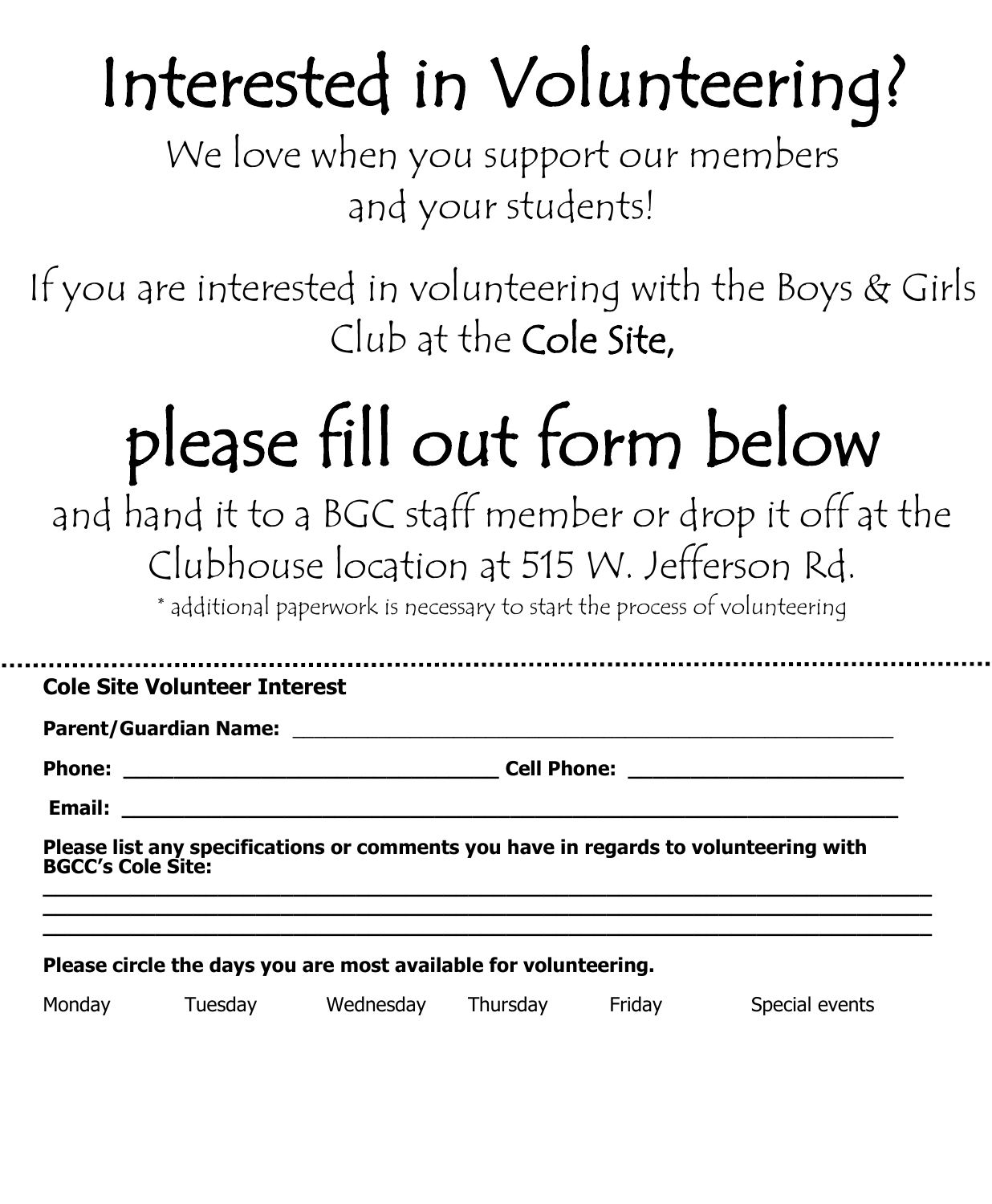# Interested in Volunteering?

We love when you support our members and your students!

If you are interested in volunteering with the Boys & Girls Club at the Cole Site,

## please fill out form below

and hand it to a BGC staff member or drop it off at the Clubhouse location at 515 W. Jefferson Rd.

\* additional paperwork is necessary to start the process of volunteering

---

**Cole Site Volunteer Interest**

**Parent/Guardian Name:** ______________________________________________________

**Phone:** _______________________________ **Cell Phone:** _______________________

**Email:** ___________________________________________________________________

**Please list any specifications or comments you have in regards to volunteering with BGCC's Cole Site:**

___________________________________________________________________________

___________________________________________________________________________

___________________________________________________________________________

**Please circle the days you are most available for volunteering.**

Monday Tuesday Wednesday Thursday Friday Special events